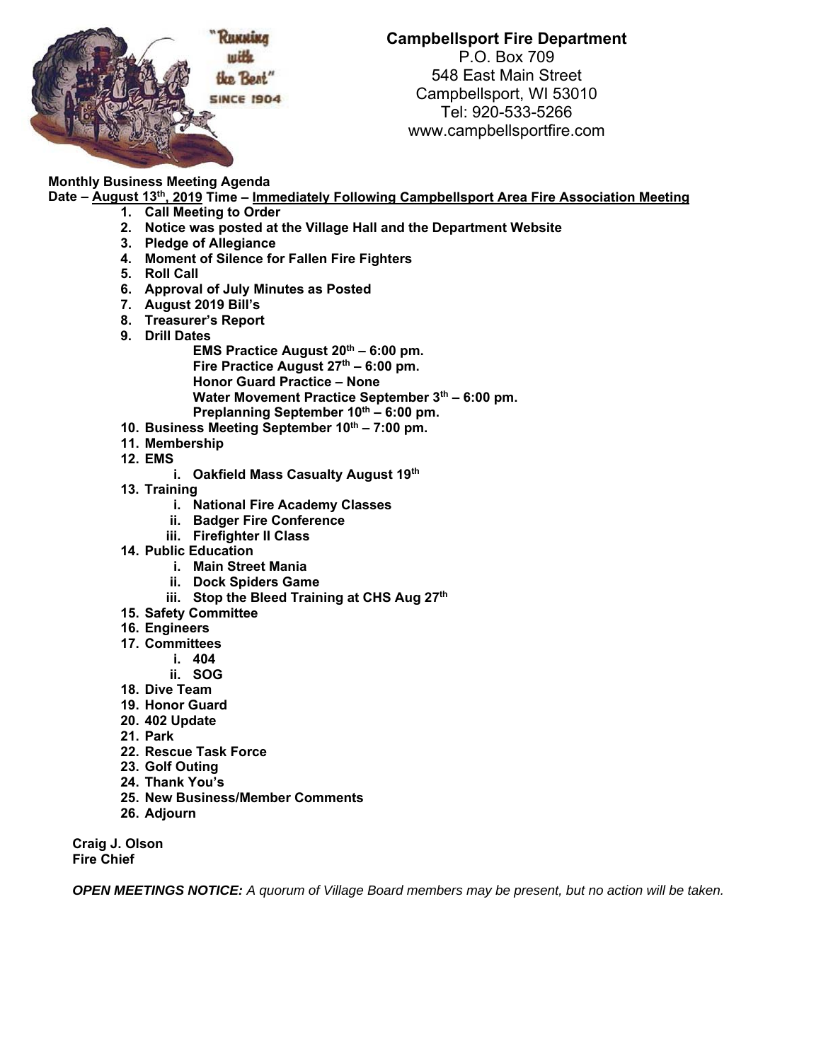"Running with the Best" SINCE 1904

**Campbellsport Fire Department**
P.O. Box 709
548 East Main Street
Campbellsport, WI 53010
Tel: 920-533-5266
www.campbellsportfire.com

**Monthly Business Meeting Agenda**
**Date – August 13th, 2019 Time – Immediately Following Campbellsport Area Fire Association Meeting**

1. **Call Meeting to Order**
2. **Notice was posted at the Village Hall and the Department Website**
3. **Pledge of Allegiance**
4. **Moment of Silence for Fallen Fire Fighters**
5. **Roll Call**
6. **Approval of July Minutes as Posted**
7. **August 2019 Bill's**
8. **Treasurer's Report**
9. **Drill Dates**
   - **EMS Practice August 20th – 6:00 pm.**
   - **Fire Practice August 27th – 6:00 pm.**
   - **Honor Guard Practice – None**
   - **Water Movement Practice September 3th – 6:00 pm.**
   - **Preplanning September 10th – 6:00 pm.**
10. **Business Meeting September 10th – 7:00 pm.**
11. **Membership**
12. **EMS**
    - i. **Oakfield Mass Casualty August 19th**
13. **Training**
    - i. **National Fire Academy Classes**
    - ii. **Badger Fire Conference**
    - iii. **Firefighter II Class**
14. **Public Education**
    - i. **Main Street Mania**
    - ii. **Dock Spiders Game**
    - iii. **Stop the Bleed Training at CHS Aug 27th**
15. **Safety Committee**
16. **Engineers**
17. **Committees**
    - i. **404**
    - ii. **SOG**
18. **Dive Team**
19. **Honor Guard**
20. **402 Update**
21. **Park**
22. **Rescue Task Force**
23. **Golf Outing**
24. **Thank You's**
25. **New Business/Member Comments**
26. **Adjourn**

**Craig J. Olson**
**Fire Chief**

***OPEN MEETINGS NOTICE:*** *A quorum of Village Board members may be present, but no action will be taken.*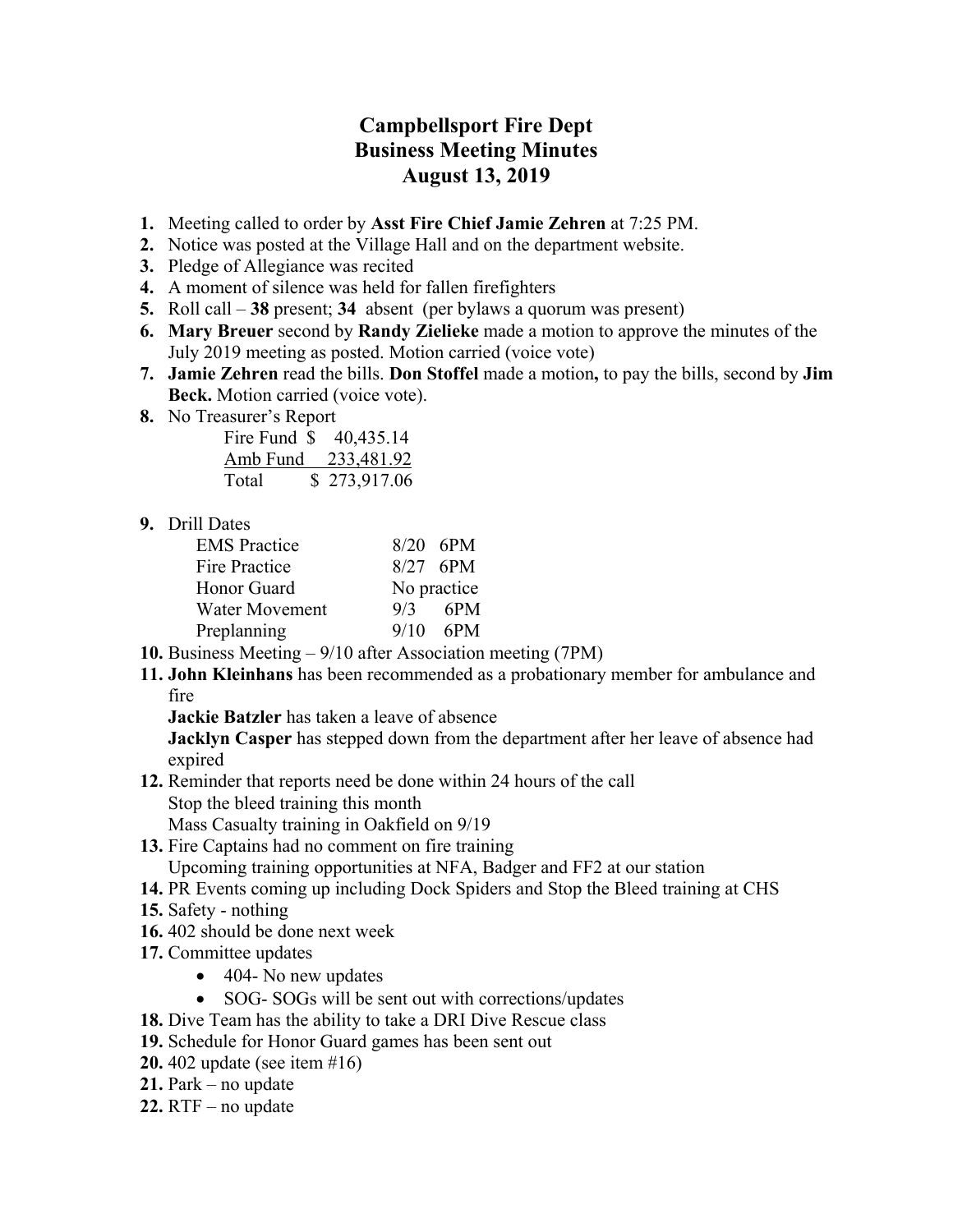# Campbellsport Fire Dept
# Business Meeting Minutes
# August 13, 2019

1. Meeting called to order by **Asst Fire Chief Jamie Zehren** at 7:25 PM.
2. Notice was posted at the Village Hall and on the department website.
3. Pledge of Allegiance was recited
4. A moment of silence was held for fallen firefighters
5. Roll call – **38** present; **34** absent (per bylaws a quorum was present)
6. **Mary Breuer** second by **Randy Zielieke** made a motion to approve the minutes of the July 2019 meeting as posted. Motion carried (voice vote)
7. **Jamie Zehren** read the bills. **Don Stoffel** made a motion**,** to pay the bills, second by **Jim Beck.** Motion carried (voice vote).
8. No Treasurer's Report

   | | |
   |---|---|
   | Fire Fund | $ 40,435.14 |
   | Amb Fund | 233,481.92 |
   | Total | $ 273,917.06 |

9. Drill Dates

   | | |
   |---|---|
   | EMS Practice | 8/20 6PM |
   | Fire Practice | 8/27 6PM |
   | Honor Guard | No practice |
   | Water Movement | 9/3 6PM |
   | Preplanning | 9/10 6PM |

10. Business Meeting – 9/10 after Association meeting (7PM)
11. **John Kleinhans** has been recommended as a probationary member for ambulance and fire
    **Jackie Batzler** has taken a leave of absence
    **Jacklyn Casper** has stepped down from the department after her leave of absence had expired
12. Reminder that reports need be done within 24 hours of the call
    Stop the bleed training this month
    Mass Casualty training in Oakfield on 9/19
13. Fire Captains had no comment on fire training
    Upcoming training opportunities at NFA, Badger and FF2 at our station
14. PR Events coming up including Dock Spiders and Stop the Bleed training at CHS
15. Safety - nothing
16. 402 should be done next week
17. Committee updates
    - 404- No new updates
    - SOG- SOGs will be sent out with corrections/updates
18. Dive Team has the ability to take a DRI Dive Rescue class
19. Schedule for Honor Guard games has been sent out
20. 402 update (see item #16)
21. Park – no update
22. RTF – no update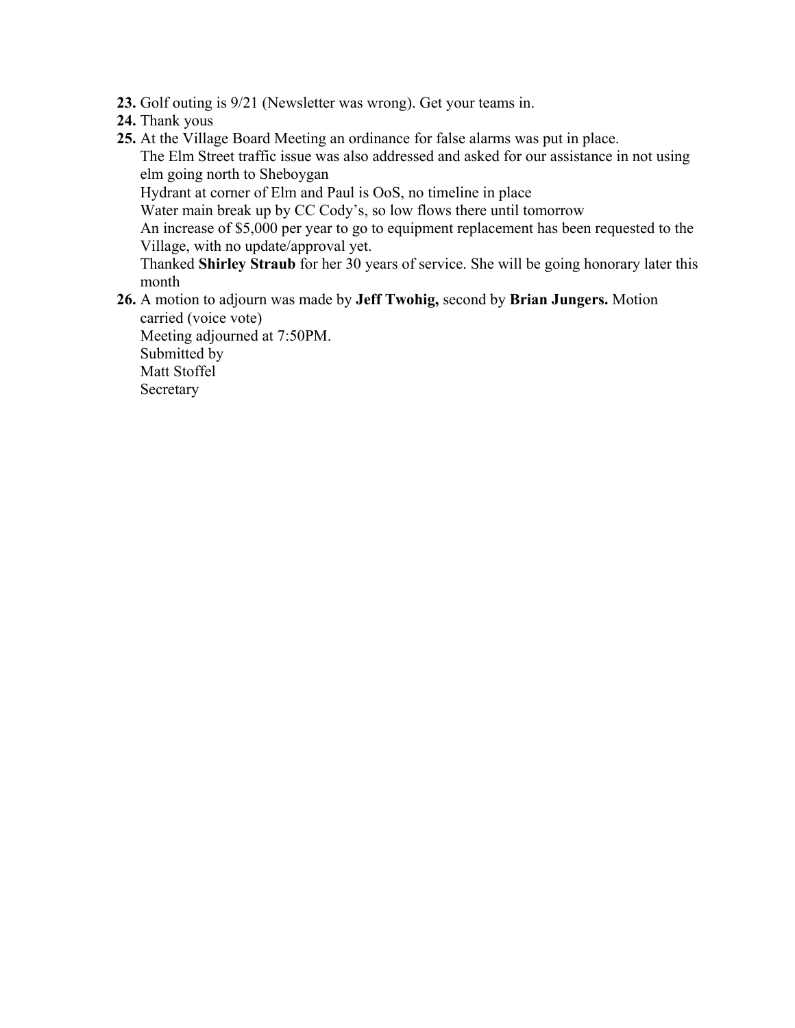**23.** Golf outing is 9/21 (Newsletter was wrong). Get your teams in.

**24.** Thank yous

**25.** At the Village Board Meeting an ordinance for false alarms was put in place.
The Elm Street traffic issue was also addressed and asked for our assistance in not using elm going north to Sheboygan
Hydrant at corner of Elm and Paul is OoS, no timeline in place
Water main break up by CC Cody's, so low flows there until tomorrow
An increase of $5,000 per year to go to equipment replacement has been requested to the Village, with no update/approval yet.
Thanked **Shirley Straub** for her 30 years of service. She will be going honorary later this month

**26.** A motion to adjourn was made by **Jeff Twohig,** second by **Brian Jungers.** Motion carried (voice vote)
Meeting adjourned at 7:50PM.
Submitted by
Matt Stoffel
Secretary